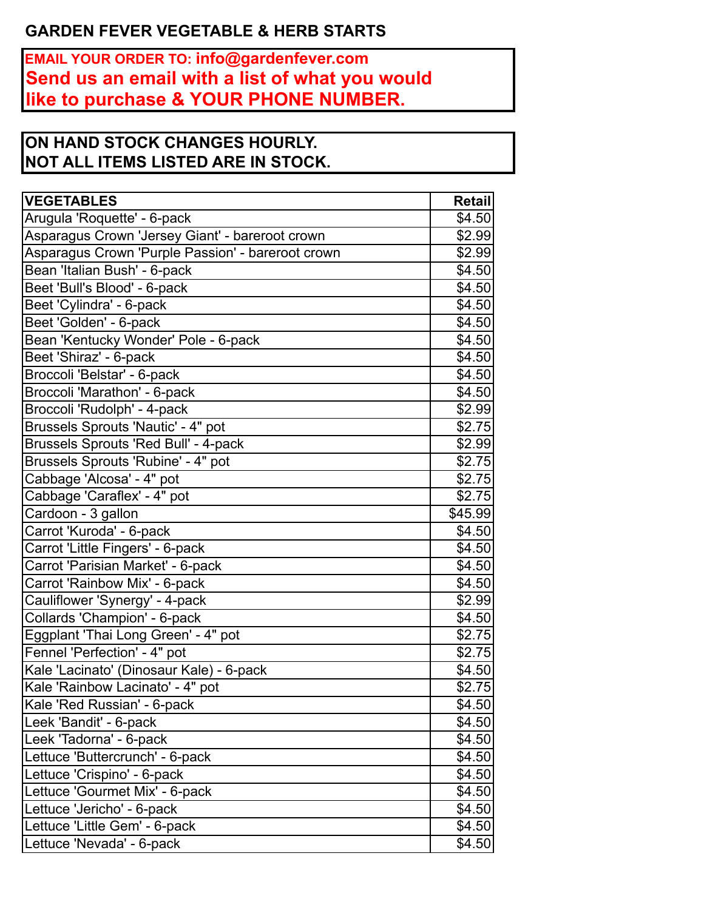# GARDEN FEVER VEGETABLE & HERB STARTS

**EMAIL YOUR ORDER TO: info@gardenfever.com**
**Send us an email with a list of what you would like to purchase & YOUR PHONE NUMBER.**

**ON HAND STOCK CHANGES HOURLY.**
**NOT ALL ITEMS LISTED ARE IN STOCK.**

| VEGETABLES | Retail |
|---|---|
| Arugula 'Roquette' - 6-pack | $4.50 |
| Asparagus Crown 'Jersey Giant' - bareroot crown | $2.99 |
| Asparagus Crown 'Purple Passion' - bareroot crown | $2.99 |
| Bean 'Italian Bush' - 6-pack | $4.50 |
| Beet 'Bull's Blood' - 6-pack | $4.50 |
| Beet 'Cylindra' - 6-pack | $4.50 |
| Beet 'Golden' - 6-pack | $4.50 |
| Bean 'Kentucky Wonder' Pole - 6-pack | $4.50 |
| Beet 'Shiraz' - 6-pack | $4.50 |
| Broccoli 'Belstar' - 6-pack | $4.50 |
| Broccoli 'Marathon' - 6-pack | $4.50 |
| Broccoli 'Rudolph' - 4-pack | $2.99 |
| Brussels Sprouts 'Nautic' - 4" pot | $2.75 |
| Brussels Sprouts 'Red Bull' - 4-pack | $2.99 |
| Brussels Sprouts 'Rubine' - 4" pot | $2.75 |
| Cabbage 'Alcosa' - 4" pot | $2.75 |
| Cabbage 'Caraflex' - 4" pot | $2.75 |
| Cardoon - 3 gallon | $45.99 |
| Carrot 'Kuroda' - 6-pack | $4.50 |
| Carrot 'Little Fingers' - 6-pack | $4.50 |
| Carrot 'Parisian Market' - 6-pack | $4.50 |
| Carrot 'Rainbow Mix' - 6-pack | $4.50 |
| Cauliflower 'Synergy' - 4-pack | $2.99 |
| Collards 'Champion' - 6-pack | $4.50 |
| Eggplant 'Thai Long Green' - 4" pot | $2.75 |
| Fennel 'Perfection' - 4" pot | $2.75 |
| Kale 'Lacinato' (Dinosaur Kale) - 6-pack | $4.50 |
| Kale 'Rainbow Lacinato' - 4" pot | $2.75 |
| Kale 'Red Russian' - 6-pack | $4.50 |
| Leek 'Bandit' - 6-pack | $4.50 |
| Leek 'Tadorna' - 6-pack | $4.50 |
| Lettuce 'Buttercrunch' - 6-pack | $4.50 |
| Lettuce 'Crispino' - 6-pack | $4.50 |
| Lettuce 'Gourmet Mix' - 6-pack | $4.50 |
| Lettuce 'Jericho' - 6-pack | $4.50 |
| Lettuce 'Little Gem' - 6-pack | $4.50 |
| Lettuce 'Nevada' - 6-pack | $4.50 |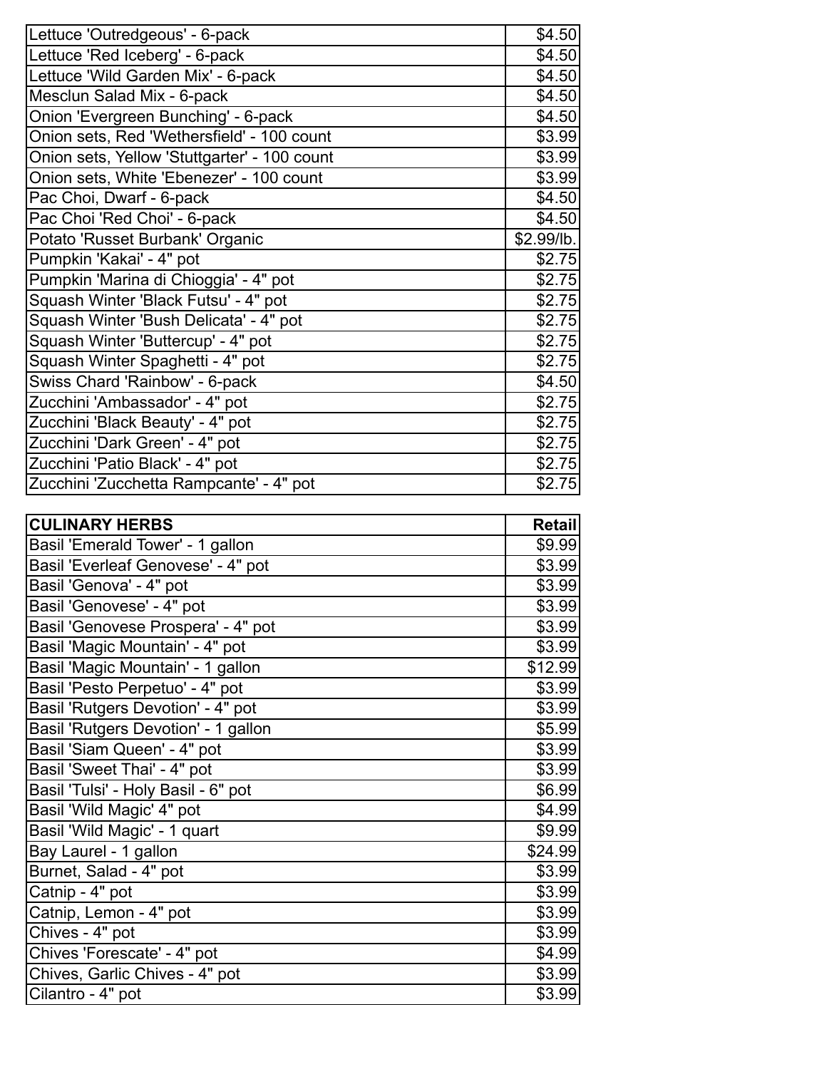| | |
|---|---|
| Lettuce 'Outredgeous' - 6-pack | $4.50 |
| Lettuce 'Red Iceberg' - 6-pack | $4.50 |
| Lettuce 'Wild Garden Mix' - 6-pack | $4.50 |
| Mesclun Salad Mix - 6-pack | $4.50 |
| Onion 'Evergreen Bunching' - 6-pack | $4.50 |
| Onion sets, Red 'Wethersfield' - 100 count | $3.99 |
| Onion sets, Yellow 'Stuttgarter' - 100 count | $3.99 |
| Onion sets, White 'Ebenezer' - 100 count | $3.99 |
| Pac Choi, Dwarf - 6-pack | $4.50 |
| Pac Choi 'Red Choi' - 6-pack | $4.50 |
| Potato 'Russet Burbank' Organic | $2.99/lb. |
| Pumpkin 'Kakai' - 4" pot | $2.75 |
| Pumpkin 'Marina di Chioggia' - 4" pot | $2.75 |
| Squash Winter 'Black Futsu' - 4" pot | $2.75 |
| Squash Winter 'Bush Delicata' - 4" pot | $2.75 |
| Squash Winter 'Buttercup' - 4" pot | $2.75 |
| Squash Winter Spaghetti - 4" pot | $2.75 |
| Swiss Chard 'Rainbow' - 6-pack | $4.50 |
| Zucchini 'Ambassador' - 4" pot | $2.75 |
| Zucchini 'Black Beauty' - 4" pot | $2.75 |
| Zucchini 'Dark Green' - 4" pot | $2.75 |
| Zucchini 'Patio Black' - 4" pot | $2.75 |
| Zucchini 'Zucchetta Rampcante' - 4" pot | $2.75 |

| **CULINARY HERBS** | **Retail** |
|---|---|
| Basil 'Emerald Tower' - 1 gallon | $9.99 |
| Basil 'Everleaf Genovese' - 4" pot | $3.99 |
| Basil 'Genova' - 4" pot | $3.99 |
| Basil 'Genovese' - 4" pot | $3.99 |
| Basil 'Genovese Prospera' - 4" pot | $3.99 |
| Basil 'Magic Mountain' - 4" pot | $3.99 |
| Basil 'Magic Mountain' - 1 gallon | $12.99 |
| Basil 'Pesto Perpetuo' - 4" pot | $3.99 |
| Basil 'Rutgers Devotion' - 4" pot | $3.99 |
| Basil 'Rutgers Devotion' - 1 gallon | $5.99 |
| Basil 'Siam Queen' - 4" pot | $3.99 |
| Basil 'Sweet Thai' - 4" pot | $3.99 |
| Basil 'Tulsi' - Holy Basil - 6" pot | $6.99 |
| Basil 'Wild Magic' 4" pot | $4.99 |
| Basil 'Wild Magic' - 1 quart | $9.99 |
| Bay Laurel - 1 gallon | $24.99 |
| Burnet, Salad - 4" pot | $3.99 |
| Catnip - 4" pot | $3.99 |
| Catnip, Lemon - 4" pot | $3.99 |
| Chives - 4" pot | $3.99 |
| Chives 'Forescate' - 4" pot | $4.99 |
| Chives, Garlic Chives - 4" pot | $3.99 |
| Cilantro - 4" pot | $3.99 |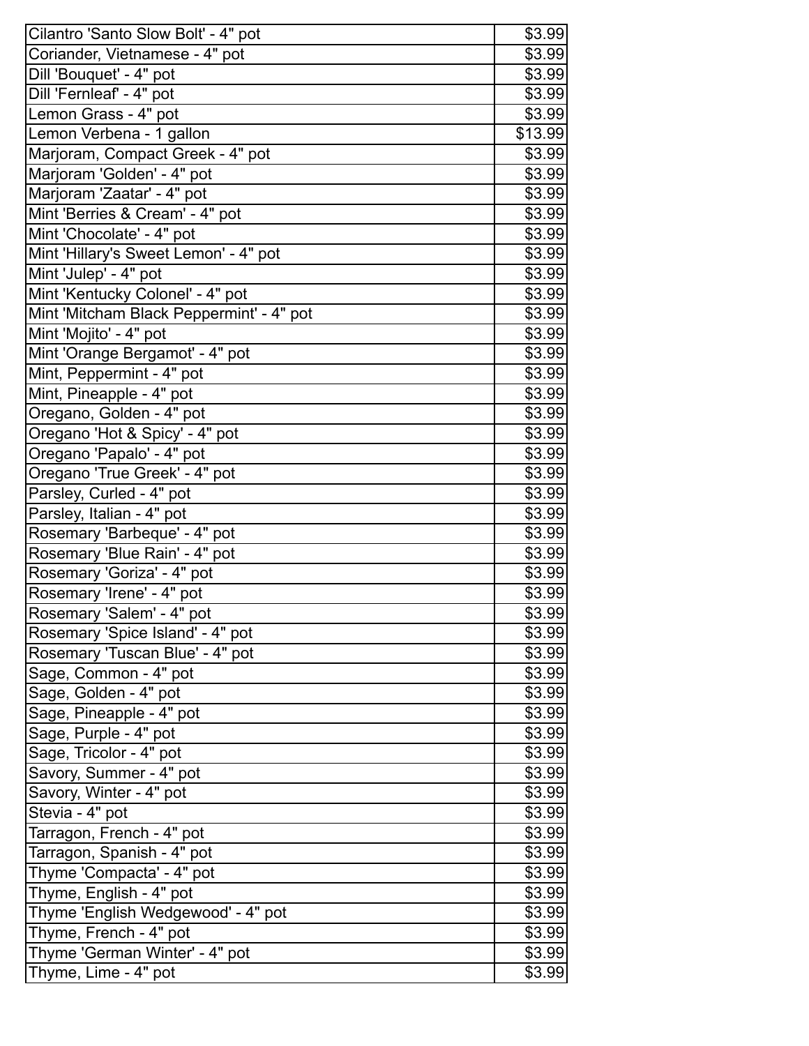| | |
|---|---|
| Cilantro 'Santo Slow Bolt' - 4" pot | $3.99 |
| Coriander, Vietnamese - 4" pot | $3.99 |
| Dill 'Bouquet' - 4" pot | $3.99 |
| Dill 'Fernleaf' - 4" pot | $3.99 |
| Lemon Grass - 4" pot | $3.99 |
| Lemon Verbena - 1 gallon | $13.99 |
| Marjoram, Compact Greek - 4" pot | $3.99 |
| Marjoram 'Golden' - 4" pot | $3.99 |
| Marjoram 'Zaatar' - 4" pot | $3.99 |
| Mint 'Berries & Cream' - 4" pot | $3.99 |
| Mint 'Chocolate' - 4" pot | $3.99 |
| Mint 'Hillary's Sweet Lemon' - 4" pot | $3.99 |
| Mint 'Julep' - 4" pot | $3.99 |
| Mint 'Kentucky Colonel' - 4" pot | $3.99 |
| Mint 'Mitcham Black Peppermint' - 4" pot | $3.99 |
| Mint 'Mojito' - 4" pot | $3.99 |
| Mint 'Orange Bergamot' - 4" pot | $3.99 |
| Mint, Peppermint - 4" pot | $3.99 |
| Mint, Pineapple - 4" pot | $3.99 |
| Oregano, Golden - 4" pot | $3.99 |
| Oregano 'Hot & Spicy' - 4" pot | $3.99 |
| Oregano 'Papalo' - 4" pot | $3.99 |
| Oregano 'True Greek' - 4" pot | $3.99 |
| Parsley, Curled - 4" pot | $3.99 |
| Parsley, Italian - 4" pot | $3.99 |
| Rosemary 'Barbeque' - 4" pot | $3.99 |
| Rosemary 'Blue Rain' - 4" pot | $3.99 |
| Rosemary 'Goriza' - 4" pot | $3.99 |
| Rosemary 'Irene' - 4" pot | $3.99 |
| Rosemary 'Salem' - 4" pot | $3.99 |
| Rosemary 'Spice Island' - 4" pot | $3.99 |
| Rosemary 'Tuscan Blue' - 4" pot | $3.99 |
| Sage, Common - 4" pot | $3.99 |
| Sage, Golden - 4" pot | $3.99 |
| Sage, Pineapple - 4" pot | $3.99 |
| Sage, Purple - 4" pot | $3.99 |
| Sage, Tricolor - 4" pot | $3.99 |
| Savory, Summer - 4" pot | $3.99 |
| Savory, Winter - 4" pot | $3.99 |
| Stevia - 4" pot | $3.99 |
| Tarragon, French - 4" pot | $3.99 |
| Tarragon, Spanish - 4" pot | $3.99 |
| Thyme 'Compacta' - 4" pot | $3.99 |
| Thyme, English - 4" pot | $3.99 |
| Thyme 'English Wedgewood' - 4" pot | $3.99 |
| Thyme, French - 4" pot | $3.99 |
| Thyme 'German Winter' - 4" pot | $3.99 |
| Thyme, Lime - 4" pot | $3.99 |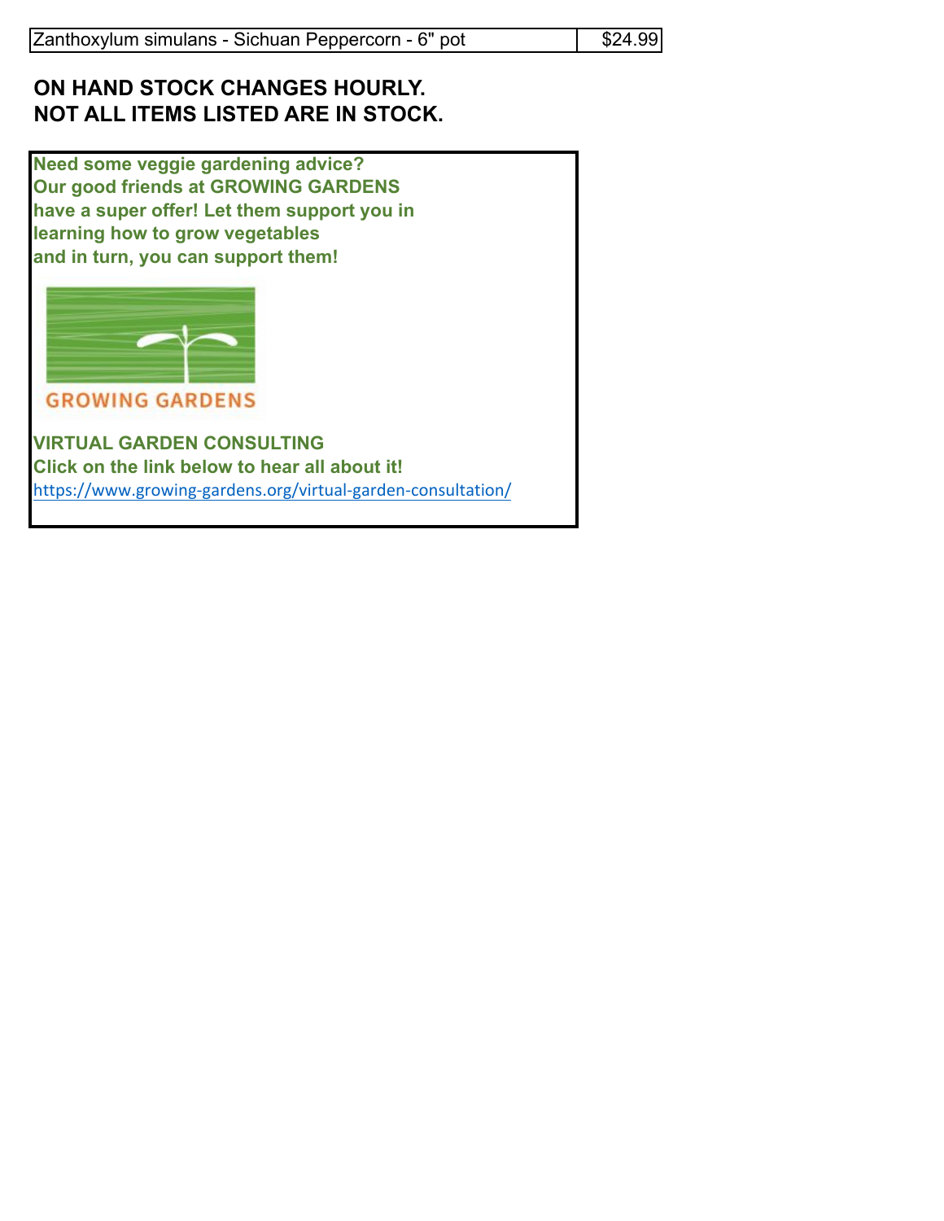| | |
|---|---|
| Zanthoxylum simulans - Sichuan Peppercorn - 6" pot | $24.99 |

**ON HAND STOCK CHANGES HOURLY.**
**NOT ALL ITEMS LISTED ARE IN STOCK.**

**Need some veggie gardening advice?**
**Our good friends at GROWING GARDENS**
**have a super offer! Let them support you in**
**learning how to grow vegetables**
**and in turn, you can support them!**

GROWING GARDENS

**VIRTUAL GARDEN CONSULTING**
**Click on the link below to hear all about it!**
https://www.growing-gardens.org/virtual-garden-consultation/